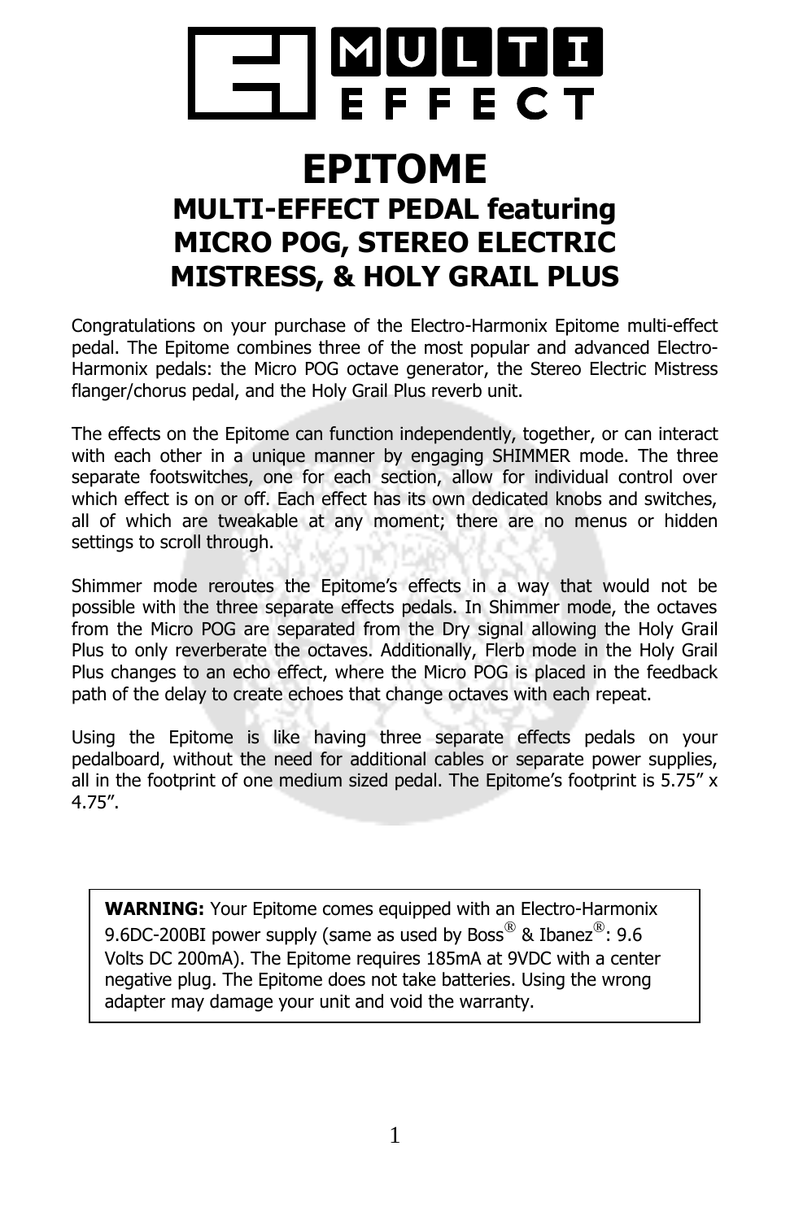# EPITOME

## MULTI-EFFECT PEDAL featuring MICRO POG, STEREO ELECTRIC MISTRESS, & HOLY GRAIL PLUS

Congratulations on your purchase of the Electro-Harmonix Epitome multi-effect pedal. The Epitome combines three of the most popular and advanced Electro-Harmonix pedals: the Micro POG octave generator, the Stereo Electric Mistress flanger/chorus pedal, and the Holy Grail Plus reverb unit.

The effects on the Epitome can function independently, together, or can interact with each other in a unique manner by engaging SHIMMER mode. The three separate footswitches, one for each section, allow for individual control over which effect is on or off. Each effect has its own dedicated knobs and switches, all of which are tweakable at any moment; there are no menus or hidden settings to scroll through.

Shimmer mode reroutes the Epitome's effects in a way that would not be possible with the three separate effects pedals. In Shimmer mode, the octaves from the Micro POG are separated from the Dry signal allowing the Holy Grail Plus to only reverberate the octaves. Additionally, Flerb mode in the Holy Grail Plus changes to an echo effect, where the Micro POG is placed in the feedback path of the delay to create echoes that change octaves with each repeat.

Using the Epitome is like having three separate effects pedals on your pedalboard, without the need for additional cables or separate power supplies, all in the footprint of one medium sized pedal. The Epitome's footprint is 5.75" x 4.75".

**WARNING:** Your Epitome comes equipped with an Electro-Harmonix 9.6DC-200BI power supply (same as used by Boss® & Ibanez®: 9.6 Volts DC 200mA). The Epitome requires 185mA at 9VDC with a center negative plug. The Epitome does not take batteries. Using the wrong adapter may damage your unit and void the warranty.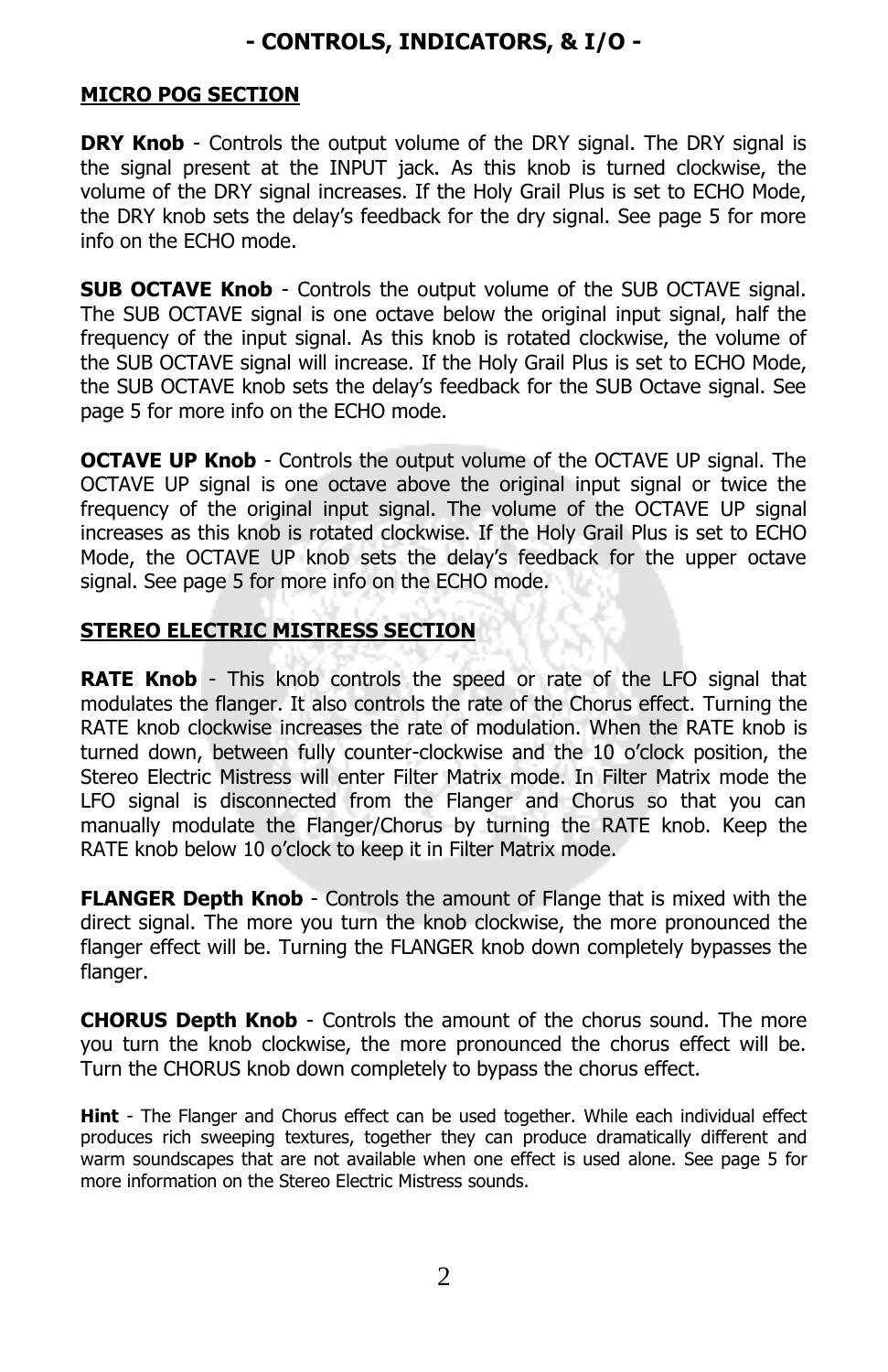# - CONTROLS, INDICATORS, & I/O -

## MICRO POG SECTION

**DRY Knob** - Controls the output volume of the DRY signal. The DRY signal is the signal present at the INPUT jack. As this knob is turned clockwise, the volume of the DRY signal increases. If the Holy Grail Plus is set to ECHO Mode, the DRY knob sets the delay's feedback for the dry signal. See page 5 for more info on the ECHO mode.

**SUB OCTAVE Knob** - Controls the output volume of the SUB OCTAVE signal. The SUB OCTAVE signal is one octave below the original input signal, half the frequency of the input signal. As this knob is rotated clockwise, the volume of the SUB OCTAVE signal will increase. If the Holy Grail Plus is set to ECHO Mode, the SUB OCTAVE knob sets the delay's feedback for the SUB Octave signal. See page 5 for more info on the ECHO mode.

**OCTAVE UP Knob** - Controls the output volume of the OCTAVE UP signal. The OCTAVE UP signal is one octave above the original input signal or twice the frequency of the original input signal. The volume of the OCTAVE UP signal increases as this knob is rotated clockwise. If the Holy Grail Plus is set to ECHO Mode, the OCTAVE UP knob sets the delay's feedback for the upper octave signal. See page 5 for more info on the ECHO mode.

## STEREO ELECTRIC MISTRESS SECTION

**RATE Knob** - This knob controls the speed or rate of the LFO signal that modulates the flanger. It also controls the rate of the Chorus effect. Turning the RATE knob clockwise increases the rate of modulation. When the RATE knob is turned down, between fully counter-clockwise and the 10 o'clock position, the Stereo Electric Mistress will enter Filter Matrix mode. In Filter Matrix mode the LFO signal is disconnected from the Flanger and Chorus so that you can manually modulate the Flanger/Chorus by turning the RATE knob. Keep the RATE knob below 10 o'clock to keep it in Filter Matrix mode.

**FLANGER Depth Knob** - Controls the amount of Flange that is mixed with the direct signal. The more you turn the knob clockwise, the more pronounced the flanger effect will be. Turning the FLANGER knob down completely bypasses the flanger.

**CHORUS Depth Knob** - Controls the amount of the chorus sound. The more you turn the knob clockwise, the more pronounced the chorus effect will be. Turn the CHORUS knob down completely to bypass the chorus effect.

**Hint** - The Flanger and Chorus effect can be used together. While each individual effect produces rich sweeping textures, together they can produce dramatically different and warm soundscapes that are not available when one effect is used alone. See page 5 for more information on the Stereo Electric Mistress sounds.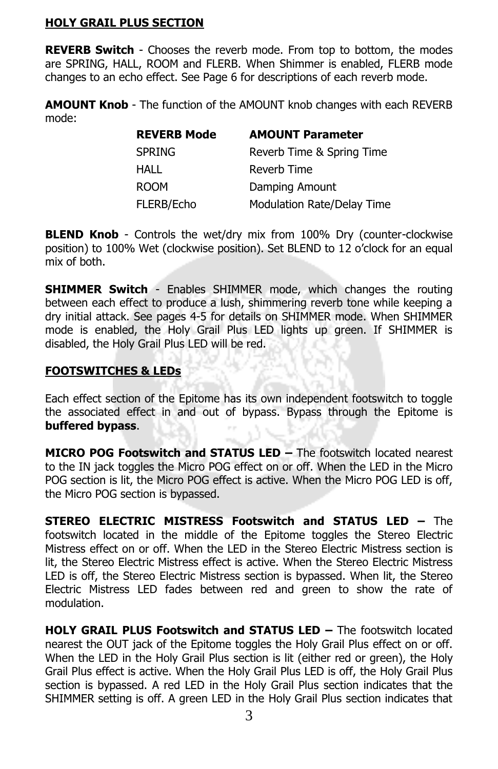## HOLY GRAIL PLUS SECTION

**REVERB Switch** - Chooses the reverb mode. From top to bottom, the modes are SPRING, HALL, ROOM and FLERB. When Shimmer is enabled, FLERB mode changes to an echo effect. See Page 6 for descriptions of each reverb mode.

**AMOUNT Knob** - The function of the AMOUNT knob changes with each REVERB mode:

| REVERB Mode | AMOUNT Parameter |
| --- | --- |
| SPRING | Reverb Time & Spring Time |
| HALL | Reverb Time |
| ROOM | Damping Amount |
| FLERB/Echo | Modulation Rate/Delay Time |

**BLEND Knob** - Controls the wet/dry mix from 100% Dry (counter-clockwise position) to 100% Wet (clockwise position). Set BLEND to 12 o'clock for an equal mix of both.

**SHIMMER Switch** - Enables SHIMMER mode, which changes the routing between each effect to produce a lush, shimmering reverb tone while keeping a dry initial attack. See pages 4-5 for details on SHIMMER mode. When SHIMMER mode is enabled, the Holy Grail Plus LED lights up green. If SHIMMER is disabled, the Holy Grail Plus LED will be red.

## FOOTSWITCHES & LEDs

Each effect section of the Epitome has its own independent footswitch to toggle the associated effect in and out of bypass. Bypass through the Epitome is **buffered bypass**.

**MICRO POG Footswitch and STATUS LED –** The footswitch located nearest to the IN jack toggles the Micro POG effect on or off. When the LED in the Micro POG section is lit, the Micro POG effect is active. When the Micro POG LED is off, the Micro POG section is bypassed.

**STEREO ELECTRIC MISTRESS Footswitch and STATUS LED –** The footswitch located in the middle of the Epitome toggles the Stereo Electric Mistress effect on or off. When the LED in the Stereo Electric Mistress section is lit, the Stereo Electric Mistress effect is active. When the Stereo Electric Mistress LED is off, the Stereo Electric Mistress section is bypassed. When lit, the Stereo Electric Mistress LED fades between red and green to show the rate of modulation.

**HOLY GRAIL PLUS Footswitch and STATUS LED –** The footswitch located nearest the OUT jack of the Epitome toggles the Holy Grail Plus effect on or off. When the LED in the Holy Grail Plus section is lit (either red or green), the Holy Grail Plus effect is active. When the Holy Grail Plus LED is off, the Holy Grail Plus section is bypassed. A red LED in the Holy Grail Plus section indicates that the SHIMMER setting is off. A green LED in the Holy Grail Plus section indicates that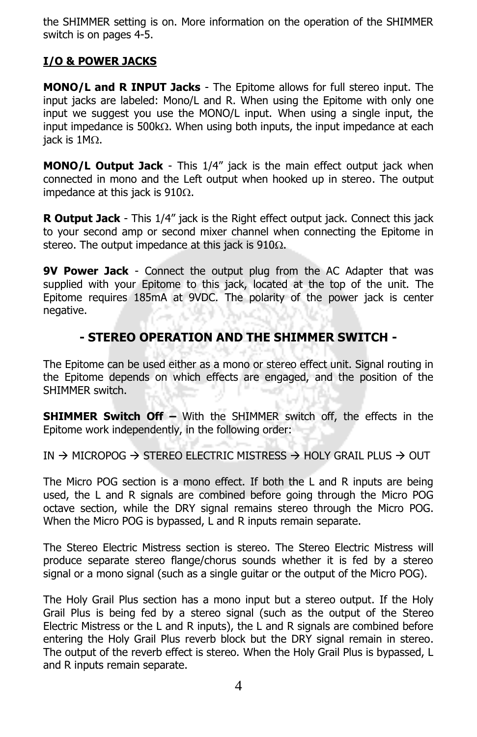the SHIMMER setting is on. More information on the operation of the SHIMMER switch is on pages 4-5.

**I/O & POWER JACKS**

**MONO/L and R INPUT Jacks** - The Epitome allows for full stereo input. The input jacks are labeled: Mono/L and R. When using the Epitome with only one input we suggest you use the MONO/L input. When using a single input, the input impedance is 500kΩ. When using both inputs, the input impedance at each jack is 1MΩ.

**MONO/L Output Jack** - This 1/4" jack is the main effect output jack when connected in mono and the Left output when hooked up in stereo. The output impedance at this jack is 910Ω.

**R Output Jack** - This 1/4" jack is the Right effect output jack. Connect this jack to your second amp or second mixer channel when connecting the Epitome in stereo. The output impedance at this jack is 910Ω.

**9V Power Jack** - Connect the output plug from the AC Adapter that was supplied with your Epitome to this jack, located at the top of the unit. The Epitome requires 185mA at 9VDC. The polarity of the power jack is center negative.

## - STEREO OPERATION AND THE SHIMMER SWITCH -

The Epitome can be used either as a mono or stereo effect unit. Signal routing in the Epitome depends on which effects are engaged, and the position of the SHIMMER switch.

**SHIMMER Switch Off –** With the SHIMMER switch off, the effects in the Epitome work independently, in the following order:

IN → MICROPOG → STEREO ELECTRIC MISTRESS → HOLY GRAIL PLUS → OUT

The Micro POG section is a mono effect. If both the L and R inputs are being used, the L and R signals are combined before going through the Micro POG octave section, while the DRY signal remains stereo through the Micro POG. When the Micro POG is bypassed, L and R inputs remain separate.

The Stereo Electric Mistress section is stereo. The Stereo Electric Mistress will produce separate stereo flange/chorus sounds whether it is fed by a stereo signal or a mono signal (such as a single guitar or the output of the Micro POG).

The Holy Grail Plus section has a mono input but a stereo output. If the Holy Grail Plus is being fed by a stereo signal (such as the output of the Stereo Electric Mistress or the L and R inputs), the L and R signals are combined before entering the Holy Grail Plus reverb block but the DRY signal remain in stereo. The output of the reverb effect is stereo. When the Holy Grail Plus is bypassed, L and R inputs remain separate.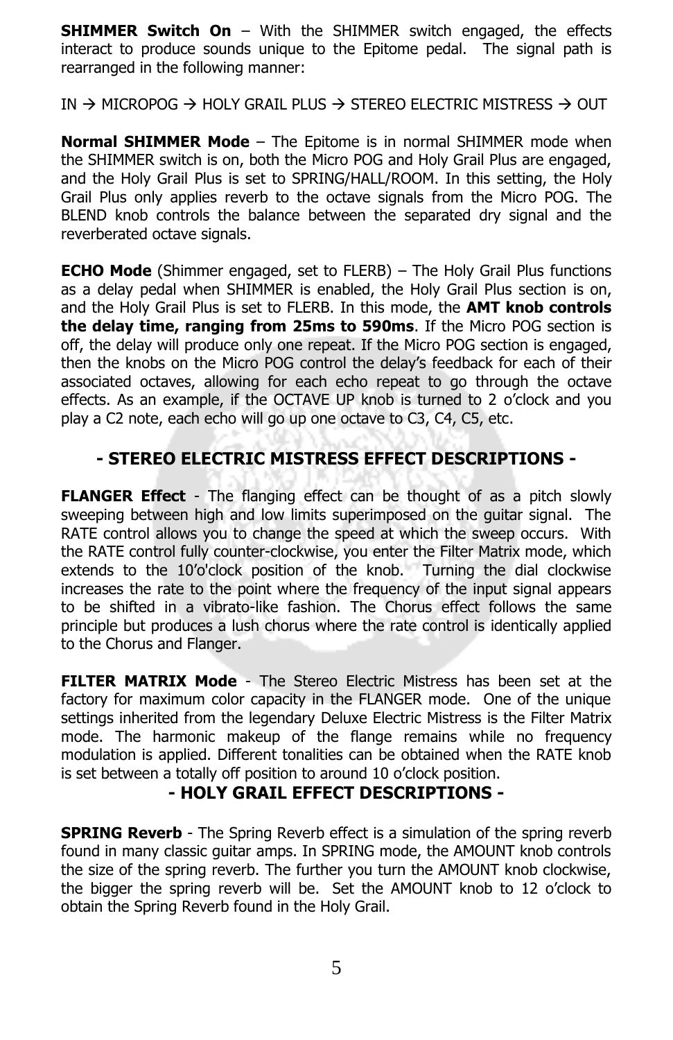**SHIMMER Switch On** – With the SHIMMER switch engaged, the effects interact to produce sounds unique to the Epitome pedal. The signal path is rearranged in the following manner:

IN → MICROPOG → HOLY GRAIL PLUS → STEREO ELECTRIC MISTRESS → OUT

**Normal SHIMMER Mode** – The Epitome is in normal SHIMMER mode when the SHIMMER switch is on, both the Micro POG and Holy Grail Plus are engaged, and the Holy Grail Plus is set to SPRING/HALL/ROOM. In this setting, the Holy Grail Plus only applies reverb to the octave signals from the Micro POG. The BLEND knob controls the balance between the separated dry signal and the reverberated octave signals.

**ECHO Mode** (Shimmer engaged, set to FLERB) – The Holy Grail Plus functions as a delay pedal when SHIMMER is enabled, the Holy Grail Plus section is on, and the Holy Grail Plus is set to FLERB. In this mode, the **AMT knob controls the delay time, ranging from 25ms to 590ms**. If the Micro POG section is off, the delay will produce only one repeat. If the Micro POG section is engaged, then the knobs on the Micro POG control the delay's feedback for each of their associated octaves, allowing for each echo repeat to go through the octave effects. As an example, if the OCTAVE UP knob is turned to 2 o'clock and you play a C2 note, each echo will go up one octave to C3, C4, C5, etc.

## - STEREO ELECTRIC MISTRESS EFFECT DESCRIPTIONS -

**FLANGER Effect** - The flanging effect can be thought of as a pitch slowly sweeping between high and low limits superimposed on the guitar signal. The RATE control allows you to change the speed at which the sweep occurs. With the RATE control fully counter-clockwise, you enter the Filter Matrix mode, which extends to the 10'o'clock position of the knob. Turning the dial clockwise increases the rate to the point where the frequency of the input signal appears to be shifted in a vibrato-like fashion. The Chorus effect follows the same principle but produces a lush chorus where the rate control is identically applied to the Chorus and Flanger.

**FILTER MATRIX Mode** - The Stereo Electric Mistress has been set at the factory for maximum color capacity in the FLANGER mode. One of the unique settings inherited from the legendary Deluxe Electric Mistress is the Filter Matrix mode. The harmonic makeup of the flange remains while no frequency modulation is applied. Different tonalities can be obtained when the RATE knob is set between a totally off position to around 10 o'clock position.

## - HOLY GRAIL EFFECT DESCRIPTIONS -

**SPRING Reverb** - The Spring Reverb effect is a simulation of the spring reverb found in many classic guitar amps. In SPRING mode, the AMOUNT knob controls the size of the spring reverb. The further you turn the AMOUNT knob clockwise, the bigger the spring reverb will be. Set the AMOUNT knob to 12 o'clock to obtain the Spring Reverb found in the Holy Grail.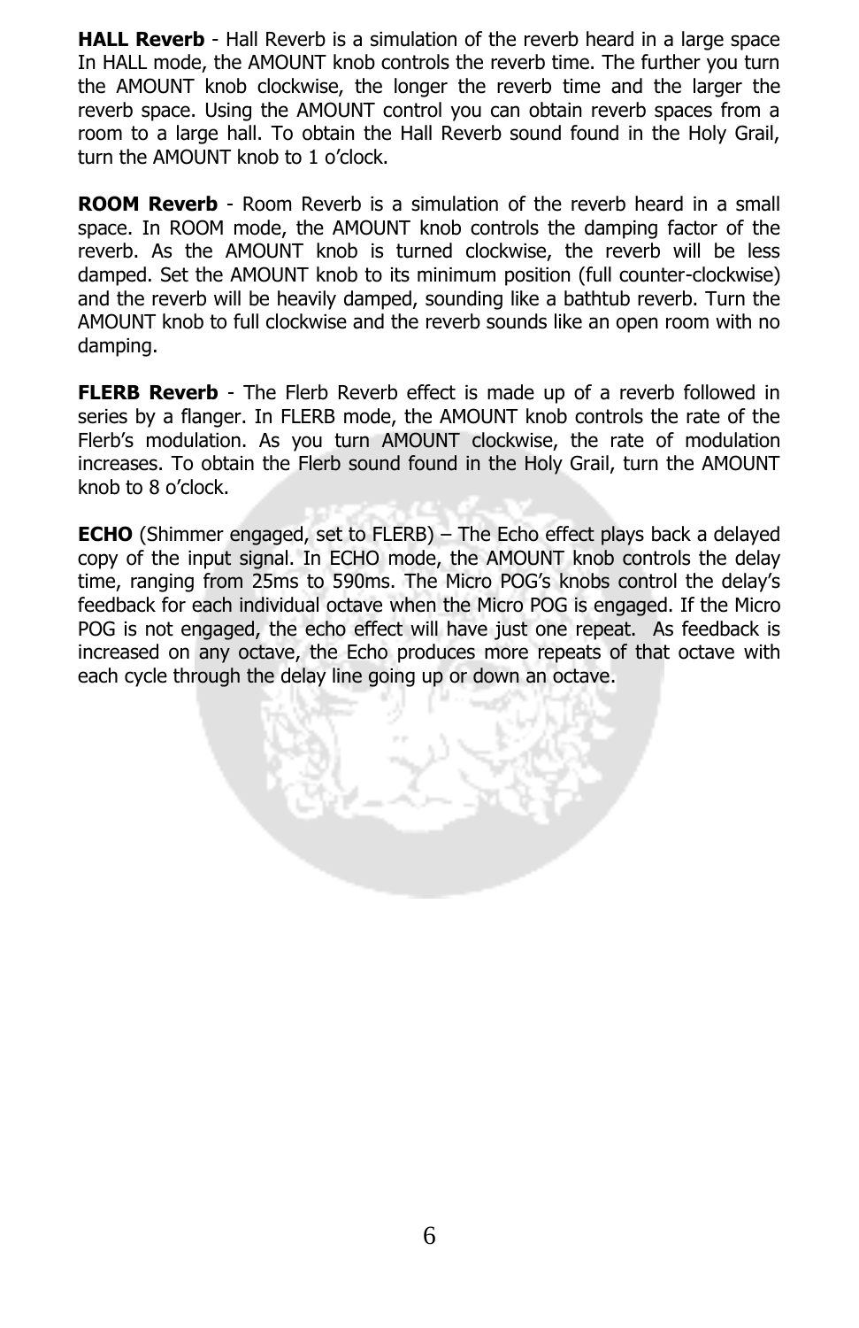**HALL Reverb** - Hall Reverb is a simulation of the reverb heard in a large space In HALL mode, the AMOUNT knob controls the reverb time. The further you turn the AMOUNT knob clockwise, the longer the reverb time and the larger the reverb space. Using the AMOUNT control you can obtain reverb spaces from a room to a large hall. To obtain the Hall Reverb sound found in the Holy Grail, turn the AMOUNT knob to 1 o'clock.

**ROOM Reverb** - Room Reverb is a simulation of the reverb heard in a small space. In ROOM mode, the AMOUNT knob controls the damping factor of the reverb. As the AMOUNT knob is turned clockwise, the reverb will be less damped. Set the AMOUNT knob to its minimum position (full counter-clockwise) and the reverb will be heavily damped, sounding like a bathtub reverb. Turn the AMOUNT knob to full clockwise and the reverb sounds like an open room with no damping.

**FLERB Reverb** - The Flerb Reverb effect is made up of a reverb followed in series by a flanger. In FLERB mode, the AMOUNT knob controls the rate of the Flerb's modulation. As you turn AMOUNT clockwise, the rate of modulation increases. To obtain the Flerb sound found in the Holy Grail, turn the AMOUNT knob to 8 o'clock.

**ECHO** (Shimmer engaged, set to FLERB) – The Echo effect plays back a delayed copy of the input signal. In ECHO mode, the AMOUNT knob controls the delay time, ranging from 25ms to 590ms. The Micro POG's knobs control the delay's feedback for each individual octave when the Micro POG is engaged. If the Micro POG is not engaged, the echo effect will have just one repeat. As feedback is increased on any octave, the Echo produces more repeats of that octave with each cycle through the delay line going up or down an octave.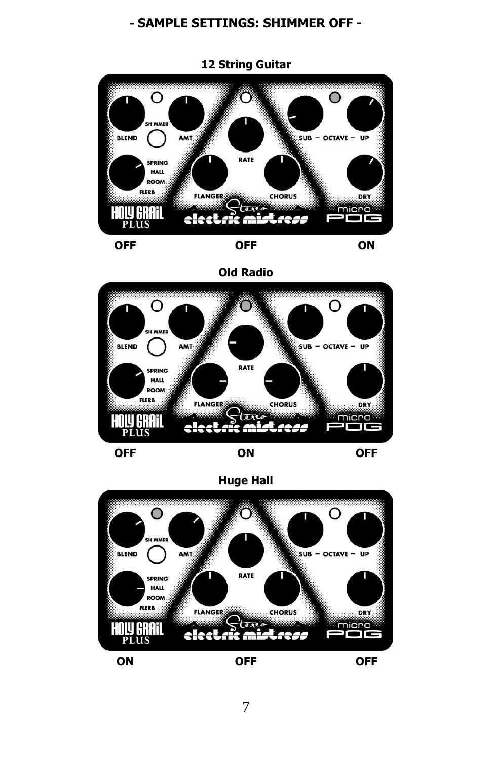## - SAMPLE SETTINGS: SHIMMER OFF -

### 12 String Guitar

SHIMMER  
BLEND  
AMT  
SPRING  
HALL  
ROOM  
FLERB  
HOLY GRAIL PLUS  
RATE  
FLANGER  
CHORUS  
Stereo electric mistress  
SUB – OCTAVE – UP  
DRY  
micro POG

OFF OFF ON

### Old Radio

SHIMMER  
BLEND  
AMT  
SPRING  
HALL  
ROOM  
FLERB  
HOLY GRAIL PLUS  
RATE  
FLANGER  
CHORUS  
Stereo electric mistress  
SUB – OCTAVE – UP  
DRY  
micro POG

OFF ON OFF

### Huge Hall

SHIMMER  
BLEND  
AMT  
SPRING  
HALL  
ROOM  
FLERB  
HOLY GRAIL PLUS  
RATE  
FLANGER  
CHORUS  
Stereo electric mistress  
SUB – OCTAVE – UP  
DRY  
micro POG

ON OFF OFF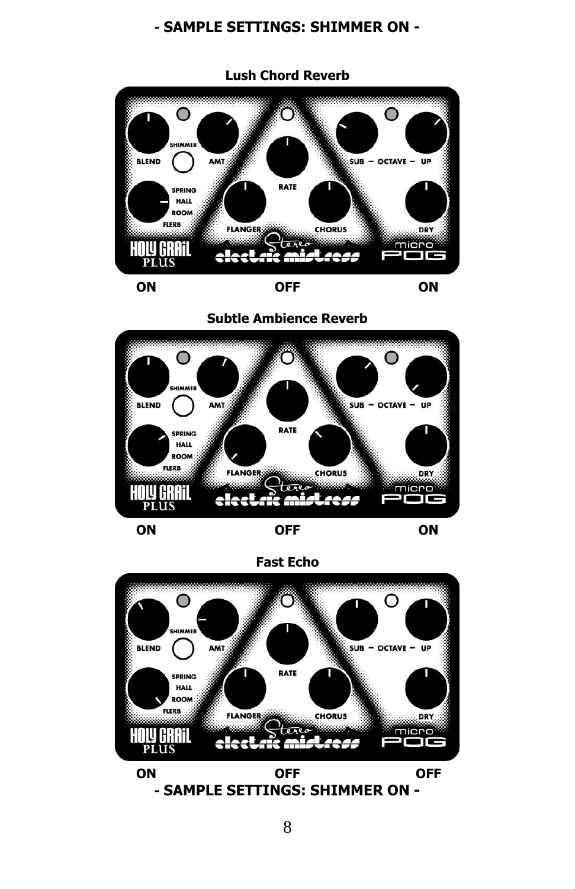## - SAMPLE SETTINGS: SHIMMER ON -

### Lush Chord Reverb

BLEND SHIMMER AMT SPRING HALL ROOM FLERB HOLY GRAIL PLUS RATE FLANGER CHORUS Stereo electric mistress SUB – OCTAVE – UP DRY micro POG

ON OFF ON

### Subtle Ambience Reverb

BLEND SHIMMER AMT SPRING HALL ROOM FLERB HOLY GRAIL PLUS RATE FLANGER CHORUS Stereo electric mistress SUB – OCTAVE – UP DRY micro POG

ON OFF ON

### Fast Echo

BLEND SHIMMER AMT SPRING HALL ROOM FLERB HOLY GRAIL PLUS RATE FLANGER CHORUS Stereo electric mistress SUB – OCTAVE – UP DRY micro POG

ON OFF OFF

## - SAMPLE SETTINGS: SHIMMER ON -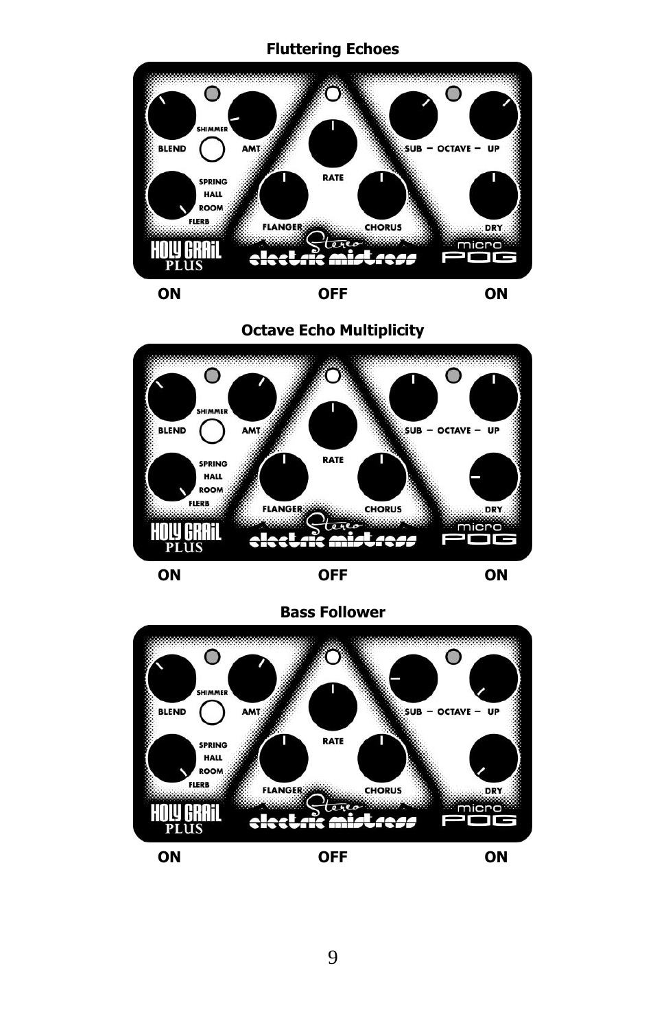**Fluttering Echoes**

ON OFF ON

**Octave Echo Multiplicity**

ON OFF ON

**Bass Follower**

ON OFF ON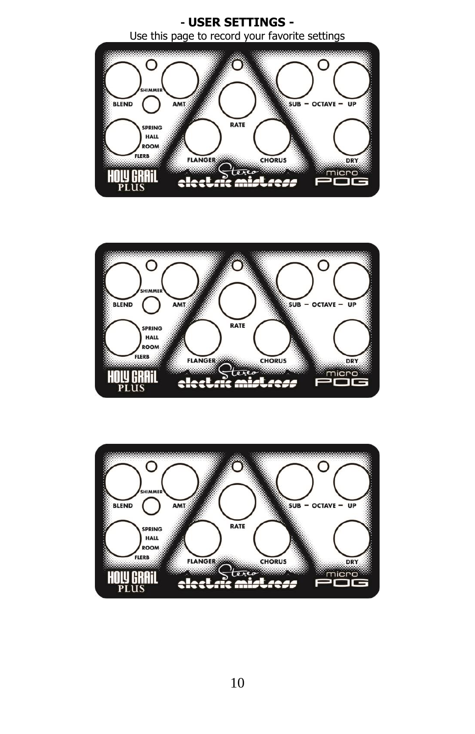**- USER SETTINGS -**

Use this page to record your favorite settings

SHIMMER
BLEND
AMT
SPRING
HALL
ROOM
FLERB
RATE
FLANGER
CHORUS
SUB – OCTAVE – UP
DRY
HOLY GRAIL PLUS
Stereo electric mistress
micro POG

SHIMMER
BLEND
AMT
SPRING
HALL
ROOM
FLERB
RATE
FLANGER
CHORUS
SUB – OCTAVE – UP
DRY
HOLY GRAIL PLUS
Stereo electric mistress
micro POG

SHIMMER
BLEND
AMT
SPRING
HALL
ROOM
FLERB
RATE
FLANGER
CHORUS
SUB – OCTAVE – UP
DRY
HOLY GRAIL PLUS
Stereo electric mistress
micro POG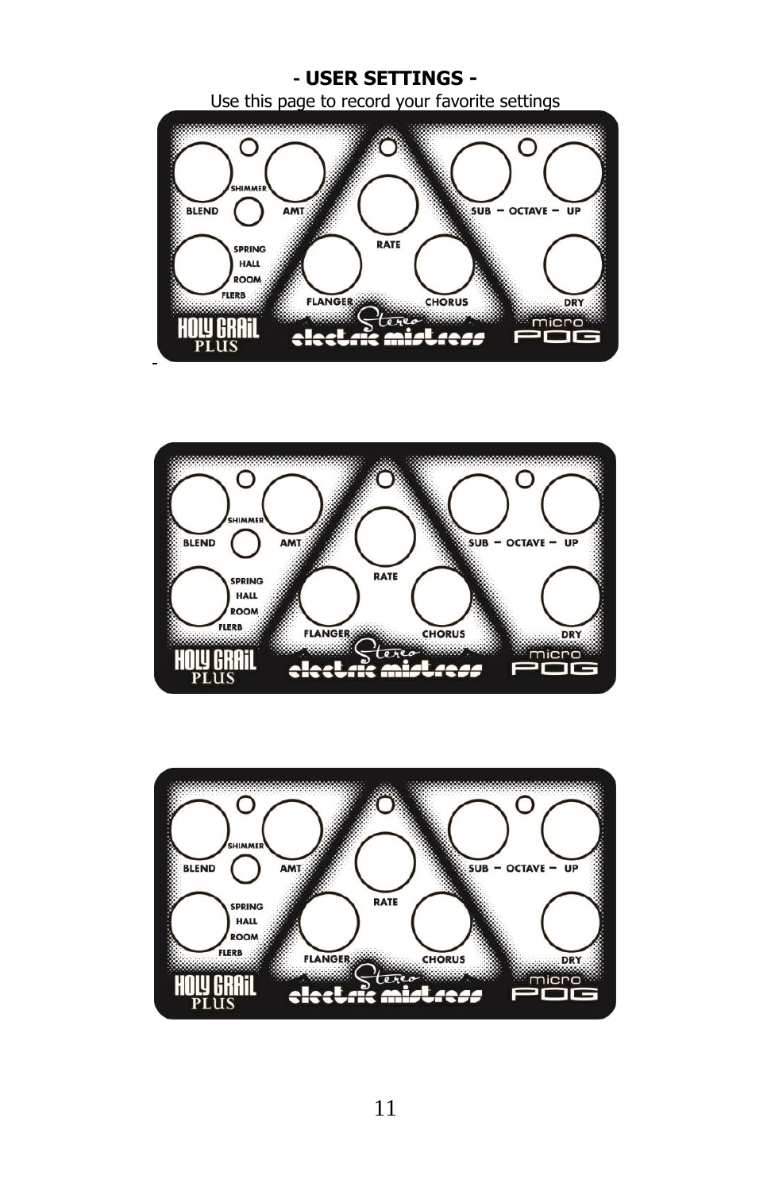**- USER SETTINGS -**

Use this page to record your favorite settings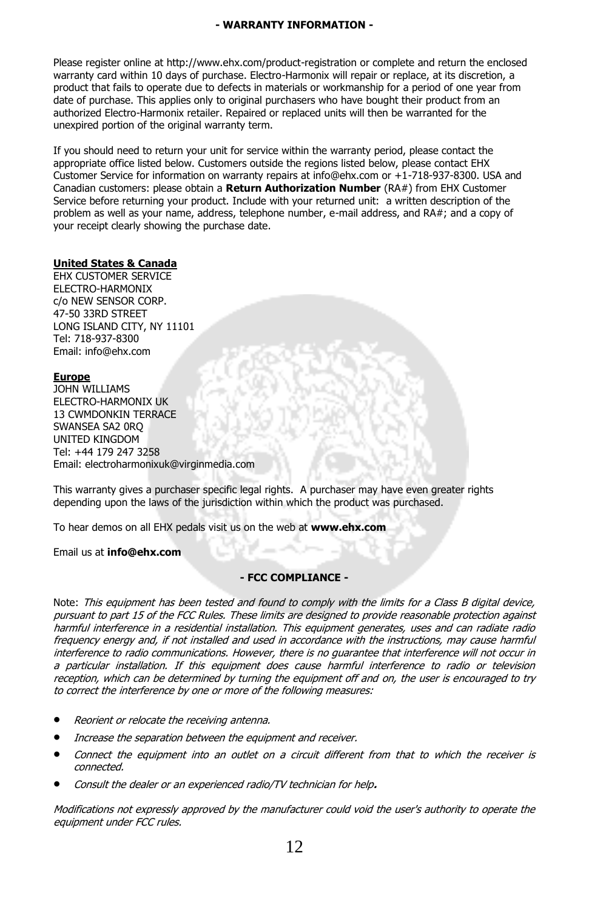## - WARRANTY INFORMATION -

Please register online at http://www.ehx.com/product-registration or complete and return the enclosed warranty card within 10 days of purchase. Electro-Harmonix will repair or replace, at its discretion, a product that fails to operate due to defects in materials or workmanship for a period of one year from date of purchase. This applies only to original purchasers who have bought their product from an authorized Electro-Harmonix retailer. Repaired or replaced units will then be warranted for the unexpired portion of the original warranty term.

If you should need to return your unit for service within the warranty period, please contact the appropriate office listed below. Customers outside the regions listed below, please contact EHX Customer Service for information on warranty repairs at info@ehx.com or +1-718-937-8300. USA and Canadian customers: please obtain a **Return Authorization Number** (RA#) from EHX Customer Service before returning your product. Include with your returned unit: a written description of the problem as well as your name, address, telephone number, e-mail address, and RA#; and a copy of your receipt clearly showing the purchase date.

**United States & Canada**
EHX CUSTOMER SERVICE
ELECTRO-HARMONIX
c/o NEW SENSOR CORP.
47-50 33RD STREET
LONG ISLAND CITY, NY 11101
Tel: 718-937-8300
Email: info@ehx.com

**Europe**
JOHN WILLIAMS
ELECTRO-HARMONIX UK
13 CWMDONKIN TERRACE
SWANSEA SA2 0RQ
UNITED KINGDOM
Tel: +44 179 247 3258
Email: electroharmonixuk@virginmedia.com

This warranty gives a purchaser specific legal rights. A purchaser may have even greater rights depending upon the laws of the jurisdiction within which the product was purchased.

To hear demos on all EHX pedals visit us on the web at **www.ehx.com**

Email us at **info@ehx.com**

## - FCC COMPLIANCE -

Note: *This equipment has been tested and found to comply with the limits for a Class B digital device, pursuant to part 15 of the FCC Rules. These limits are designed to provide reasonable protection against harmful interference in a residential installation. This equipment generates, uses and can radiate radio frequency energy and, if not installed and used in accordance with the instructions, may cause harmful interference to radio communications. However, there is no guarantee that interference will not occur in a particular installation. If this equipment does cause harmful interference to radio or television reception, which can be determined by turning the equipment off and on, the user is encouraged to try to correct the interference by one or more of the following measures:*

- *Reorient or relocate the receiving antenna.*
- *Increase the separation between the equipment and receiver.*
- *Connect the equipment into an outlet on a circuit different from that to which the receiver is connected.*
- *Consult the dealer or an experienced radio/TV technician for help.*

*Modifications not expressly approved by the manufacturer could void the user's authority to operate the equipment under FCC rules.*